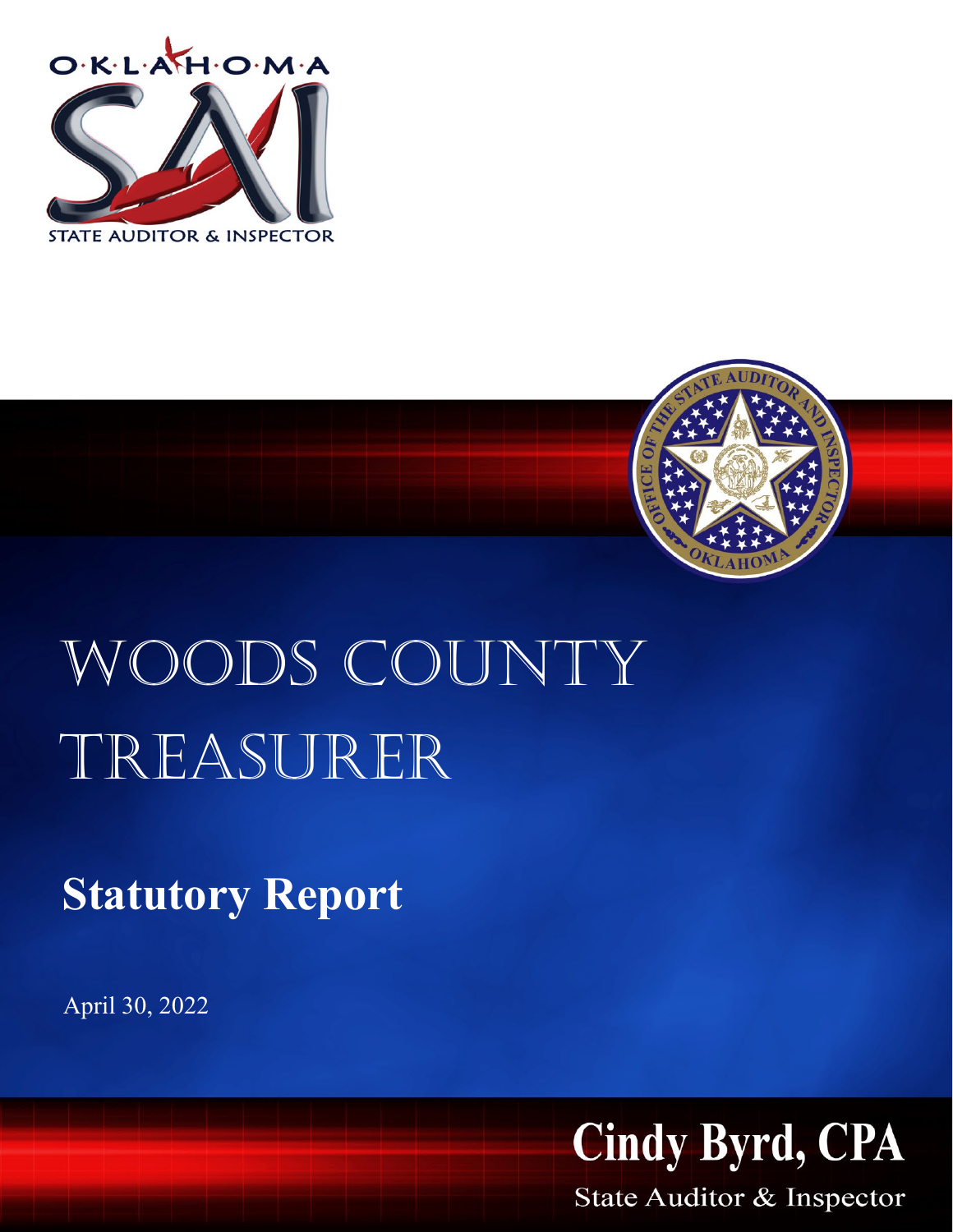OKLAHOMA

SAI

STATE AUDITOR & INSPECTOR

# WOODS COUNTY TREASURER

## Statutory Report

April 30, 2022

**Cindy Byrd, CPA**

State Auditor & Inspector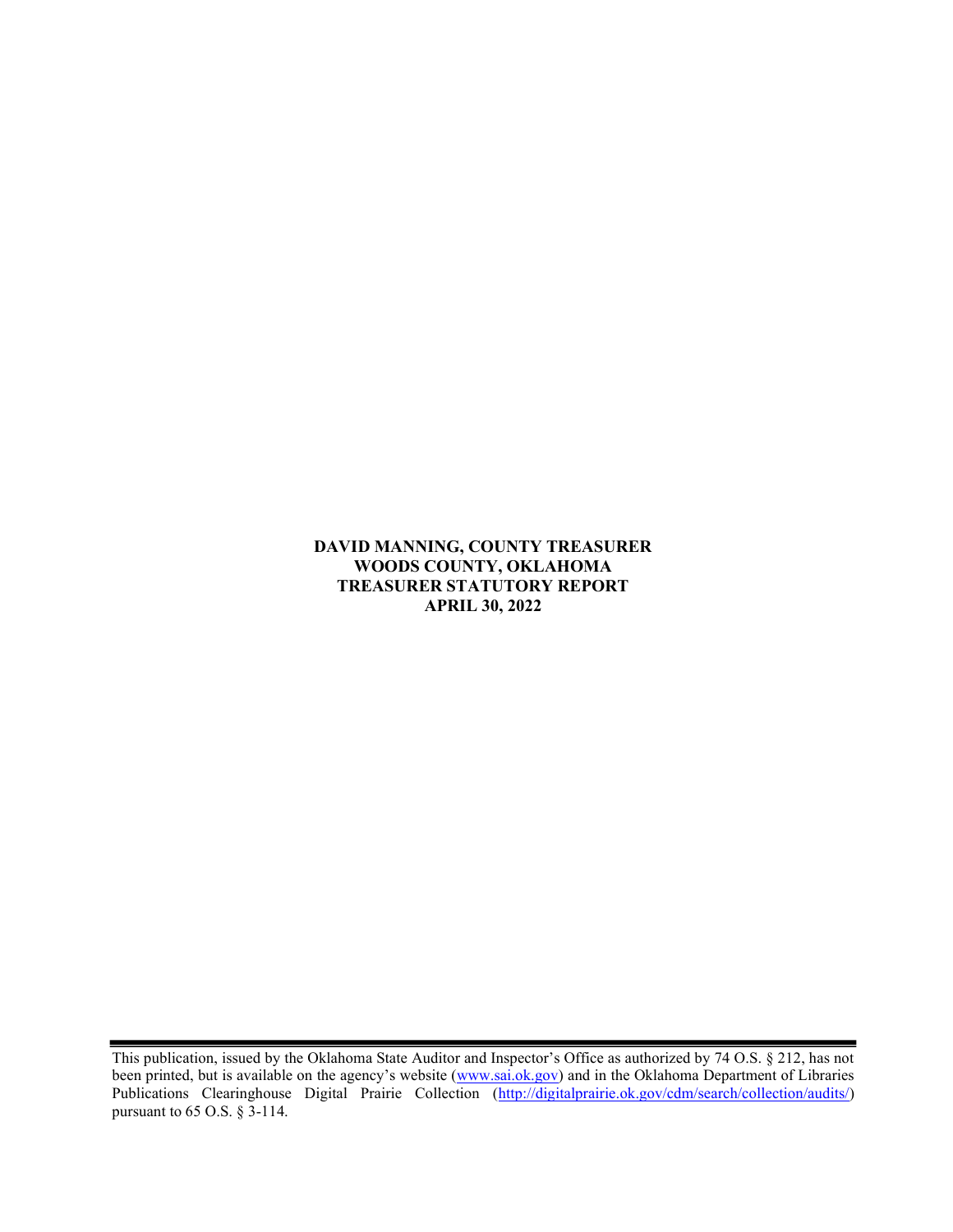**DAVID MANNING, COUNTY TREASURER**
**WOODS COUNTY, OKLAHOMA**
**TREASURER STATUTORY REPORT**
**APRIL 30, 2022**

---

This publication, issued by the Oklahoma State Auditor and Inspector's Office as authorized by 74 O.S. § 212, has not been printed, but is available on the agency's website (www.sai.ok.gov) and in the Oklahoma Department of Libraries Publications Clearinghouse Digital Prairie Collection (http://digitalprairie.ok.gov/cdm/search/collection/audits/) pursuant to 65 O.S. § 3-114.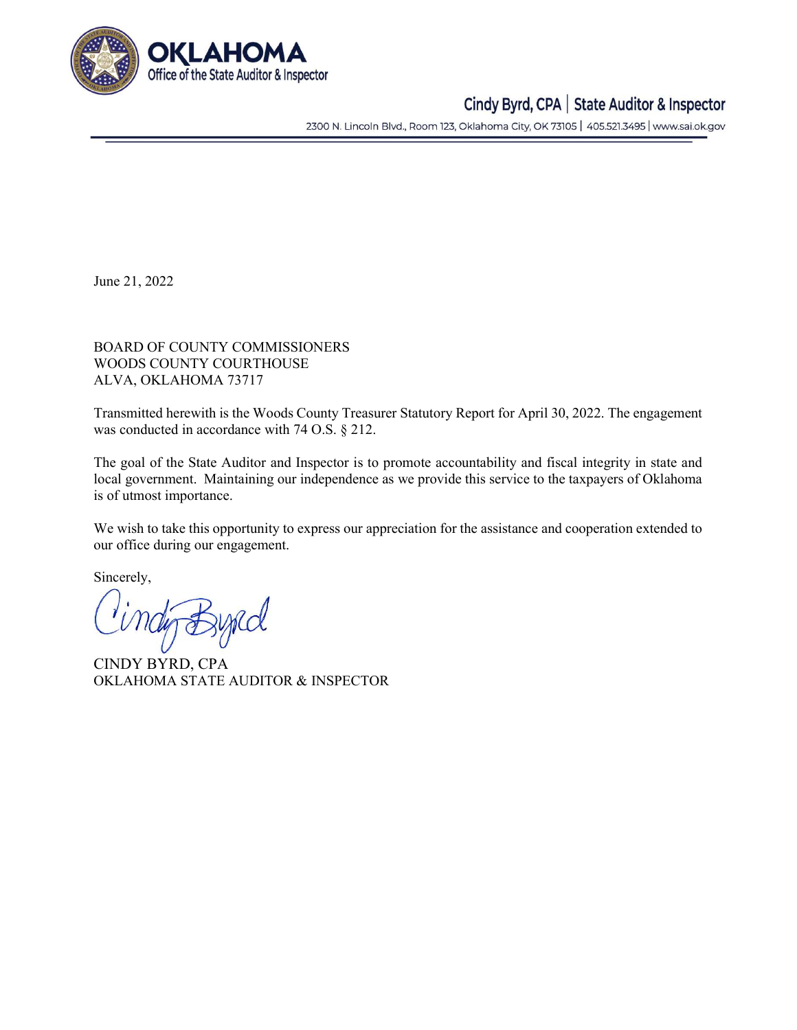**OKLAHOMA**
Office of the State Auditor & Inspector

Cindy Byrd, CPA | State Auditor & Inspector

2300 N. Lincoln Blvd., Room 123, Oklahoma City, OK 73105 | 405.521.3495 | www.sai.ok.gov

June 21, 2022

BOARD OF COUNTY COMMISSIONERS
WOODS COUNTY COURTHOUSE
ALVA, OKLAHOMA 73717

Transmitted herewith is the Woods County Treasurer Statutory Report for April 30, 2022. The engagement was conducted in accordance with 74 O.S. § 212.

The goal of the State Auditor and Inspector is to promote accountability and fiscal integrity in state and local government. Maintaining our independence as we provide this service to the taxpayers of Oklahoma is of utmost importance.

We wish to take this opportunity to express our appreciation for the assistance and cooperation extended to our office during our engagement.

Sincerely,

Cindy Byrd

CINDY BYRD, CPA
OKLAHOMA STATE AUDITOR & INSPECTOR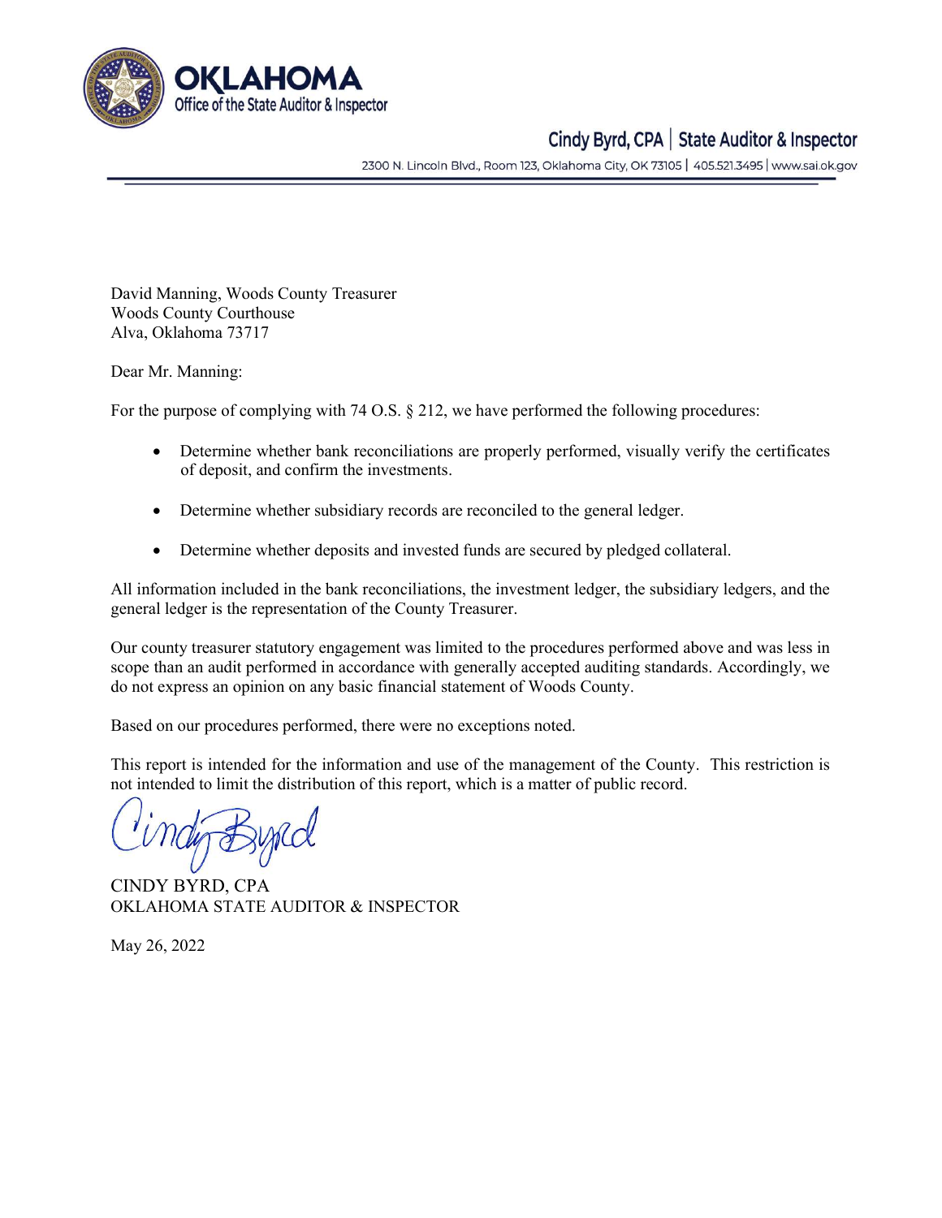**OKLAHOMA**
**Office of the State Auditor & Inspector**

**Cindy Byrd, CPA | State Auditor & Inspector**

2300 N. Lincoln Blvd., Room 123, Oklahoma City, OK 73105 | 405.521.3495 | www.sai.ok.gov

David Manning, Woods County Treasurer
Woods County Courthouse
Alva, Oklahoma 73717

Dear Mr. Manning:

For the purpose of complying with 74 O.S. § 212, we have performed the following procedures:

- Determine whether bank reconciliations are properly performed, visually verify the certificates of deposit, and confirm the investments.

- Determine whether subsidiary records are reconciled to the general ledger.

- Determine whether deposits and invested funds are secured by pledged collateral.

All information included in the bank reconciliations, the investment ledger, the subsidiary ledgers, and the general ledger is the representation of the County Treasurer.

Our county treasurer statutory engagement was limited to the procedures performed above and was less in scope than an audit performed in accordance with generally accepted auditing standards. Accordingly, we do not express an opinion on any basic financial statement of Woods County.

Based on our procedures performed, there were no exceptions noted.

This report is intended for the information and use of the management of the County. This restriction is not intended to limit the distribution of this report, which is a matter of public record.

CINDY BYRD, CPA
OKLAHOMA STATE AUDITOR & INSPECTOR

May 26, 2022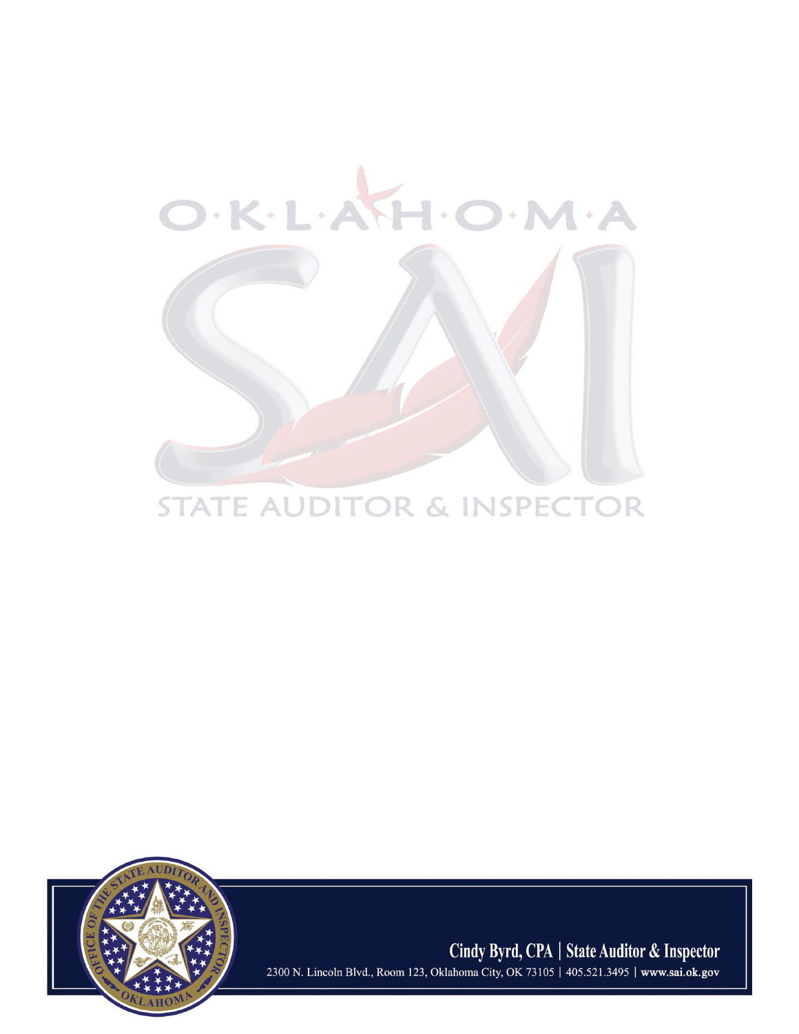OKLAHOMA

SAI

STATE AUDITOR & INSPECTOR

**Cindy Byrd, CPA | State Auditor & Inspector**

2300 N. Lincoln Blvd., Room 123, Oklahoma City, OK 73105 | 405.521.3495 | **www.sai.ok.gov**